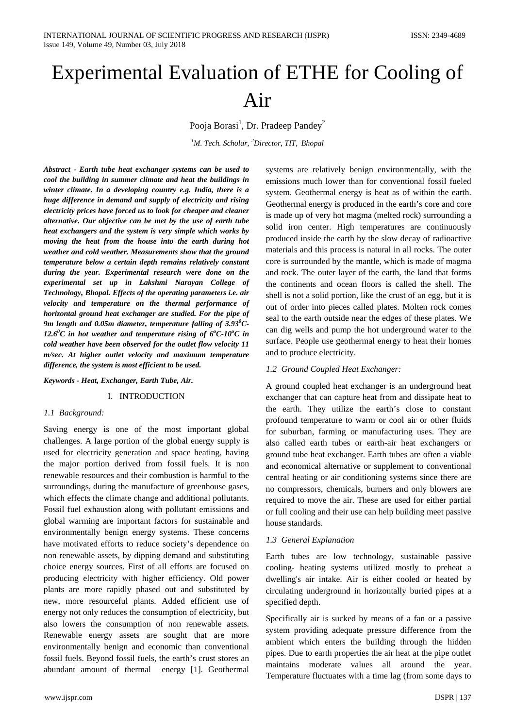# Experimental Evaluation of ETHE for Cooling of Air

Pooja Borasi[1], Dr. Pradeep Pandey[2]

*[1]M. Tech. Scholar, [2]Director, TIT, Bhopal*

***Abstract - Earth tube heat exchanger systems can be used to cool the building in summer climate and heat the buildings in winter climate. In a developing country e.g. India, there is a huge difference in demand and supply of electricity and rising electricity prices have forced us to look for cheaper and cleaner alternative. Our objective can be met by the use of earth tube heat exchangers and the system is very simple which works by moving the heat from the house into the earth during hot weather and cold weather. Measurements show that the ground temperature below a certain depth remains relatively constant during the year. Experimental research were done on the experimental set up in Lakshmi Narayan College of Technology, Bhopal. Effects of the operating parameters i.e. air velocity and temperature on the thermal performance of horizontal ground heat exchanger are studied. For the pipe of 9m length and 0.05m diameter, temperature falling of $3.93^0C$-$12.6^0C$ in hot weather and temperature rising of $6^oC$-$10^oC$ in cold weather have been observed for the outlet flow velocity 11 m/sec. At higher outlet velocity and maximum temperature difference, the system is most efficient to be used.***

***Keywords - Heat, Exchanger, Earth Tube, Air.***

## I. INTRODUCTION

### *1.1 Background:*

Saving energy is one of the most important global challenges. A large portion of the global energy supply is used for electricity generation and space heating, having the major portion derived from fossil fuels. It is non renewable resources and their combustion is harmful to the surroundings, during the manufacture of greenhouse gases, which effects the climate change and additional pollutants. Fossil fuel exhaustion along with pollutant emissions and global warming are important factors for sustainable and environmentally benign energy systems. These concerns have motivated efforts to reduce society's dependence on non renewable assets, by dipping demand and substituting choice energy sources. First of all efforts are focused on producing electricity with higher efficiency. Old power plants are more rapidly phased out and substituted by new, more resourceful plants. Added efficient use of energy not only reduces the consumption of electricity, but also lowers the consumption of non renewable assets. Renewable energy assets are sought that are more environmentally benign and economic than conventional fossil fuels. Beyond fossil fuels, the earth's crust stores an abundant amount of thermal energy [1]. Geothermal systems are relatively benign environmentally, with the emissions much lower than for conventional fossil fueled system. Geothermal energy is heat as of within the earth. Geothermal energy is produced in the earth's core and core is made up of very hot magma (melted rock) surrounding a solid iron center. High temperatures are continuously produced inside the earth by the slow decay of radioactive materials and this process is natural in all rocks. The outer core is surrounded by the mantle, which is made of magma and rock. The outer layer of the earth, the land that forms the continents and ocean floors is called the shell. The shell is not a solid portion, like the crust of an egg, but it is out of order into pieces called plates. Molten rock comes seal to the earth outside near the edges of these plates. We can dig wells and pump the hot underground water to the surface. People use geothermal energy to heat their homes and to produce electricity.

### *1.2 Ground Coupled Heat Exchanger:*

A ground coupled heat exchanger is an underground heat exchanger that can capture heat from and dissipate heat to the earth. They utilize the earth's close to constant profound temperature to warm or cool air or other fluids for suburban, farming or manufacturing uses. They are also called earth tubes or earth-air heat exchangers or ground tube heat exchanger. Earth tubes are often a viable and economical alternative or supplement to conventional central heating or air conditioning systems since there are no compressors, chemicals, burners and only blowers are required to move the air. These are used for either partial or full cooling and their use can help building meet passive house standards.

### *1.3 General Explanation*

Earth tubes are low technology, sustainable passive cooling- heating systems utilized mostly to preheat a dwelling's air intake. Air is either cooled or heated by circulating underground in horizontally buried pipes at a specified depth.

Specifically air is sucked by means of a fan or a passive system providing adequate pressure difference from the ambient which enters the building through the hidden pipes. Due to earth properties the air heat at the pipe outlet maintains moderate values all around the year. Temperature fluctuates with a time lag (from some days to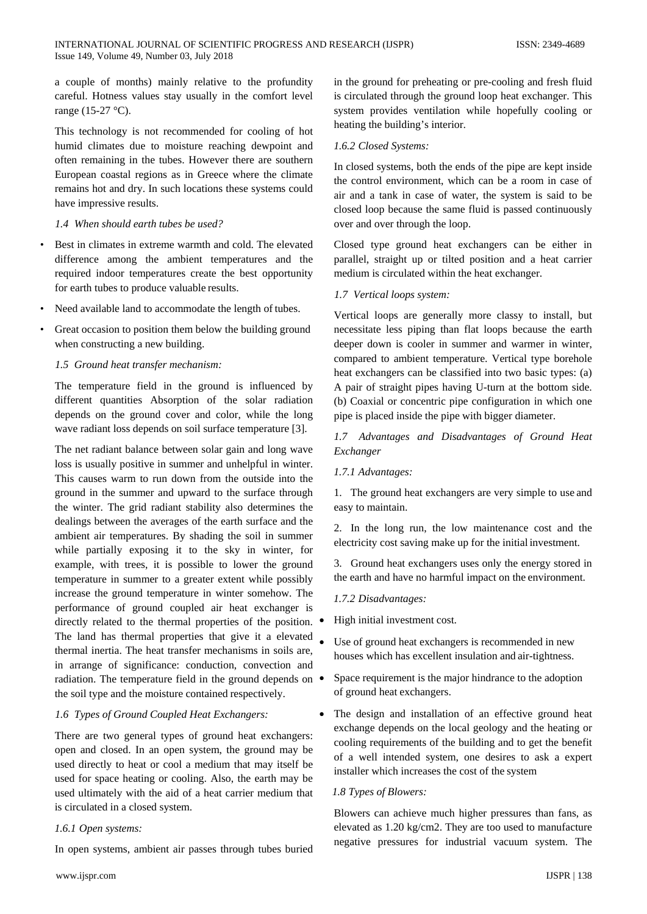a couple of months) mainly relative to the profundity careful. Hotness values stay usually in the comfort level range (15-27 °C).

This technology is not recommended for cooling of hot humid climates due to moisture reaching dewpoint and often remaining in the tubes. However there are southern European coastal regions as in Greece where the climate remains hot and dry. In such locations these systems could have impressive results.

### *1.4 When should earth tubes be used?*

- Best in climates in extreme warmth and cold. The elevated difference among the ambient temperatures and the required indoor temperatures create the best opportunity for earth tubes to produce valuable results.
- Need available land to accommodate the length of tubes.
- Great occasion to position them below the building ground when constructing a new building.

### *1.5 Ground heat transfer mechanism:*

The temperature field in the ground is influenced by different quantities Absorption of the solar radiation depends on the ground cover and color, while the long wave radiant loss depends on soil surface temperature [3].

The net radiant balance between solar gain and long wave loss is usually positive in summer and unhelpful in winter. This causes warm to run down from the outside into the ground in the summer and upward to the surface through the winter. The grid radiant stability also determines the dealings between the averages of the earth surface and the ambient air temperatures. By shading the soil in summer while partially exposing it to the sky in winter, for example, with trees, it is possible to lower the ground temperature in summer to a greater extent while possibly increase the ground temperature in winter somehow. The performance of ground coupled air heat exchanger is directly related to the thermal properties of the position. The land has thermal properties that give it a elevated thermal inertia. The heat transfer mechanisms in soils are, in arrange of significance: conduction, convection and radiation. The temperature field in the ground depends on the soil type and the moisture contained respectively.

### *1.6 Types of Ground Coupled Heat Exchangers:*

There are two general types of ground heat exchangers: open and closed. In an open system, the ground may be used directly to heat or cool a medium that may itself be used for space heating or cooling. Also, the earth may be used ultimately with the aid of a heat carrier medium that is circulated in a closed system.

#### *1.6.1 Open systems:*

In open systems, ambient air passes through tubes buried in the ground for preheating or pre-cooling and fresh fluid is circulated through the ground loop heat exchanger. This system provides ventilation while hopefully cooling or heating the building's interior.

#### *1.6.2 Closed Systems:*

In closed systems, both the ends of the pipe are kept inside the control environment, which can be a room in case of air and a tank in case of water, the system is said to be closed loop because the same fluid is passed continuously over and over through the loop.

Closed type ground heat exchangers can be either in parallel, straight up or tilted position and a heat carrier medium is circulated within the heat exchanger.

### *1.7 Vertical loops system:*

Vertical loops are generally more classy to install, but necessitate less piping than flat loops because the earth deeper down is cooler in summer and warmer in winter, compared to ambient temperature. Vertical type borehole heat exchangers can be classified into two basic types: (a) A pair of straight pipes having U-turn at the bottom side. (b) Coaxial or concentric pipe configuration in which one pipe is placed inside the pipe with bigger diameter.

### *1.7 Advantages and Disadvantages of Ground Heat Exchanger*

#### *1.7.1 Advantages:*

1. The ground heat exchangers are very simple to use and easy to maintain.
2. In the long run, the low maintenance cost and the electricity cost saving make up for the initial investment.
3. Ground heat exchangers uses only the energy stored in the earth and have no harmful impact on the environment.

#### *1.7.2 Disadvantages:*

- High initial investment cost.
- Use of ground heat exchangers is recommended in new houses which has excellent insulation and air-tightness.
- Space requirement is the major hindrance to the adoption of ground heat exchangers.
- The design and installation of an effective ground heat exchange depends on the local geology and the heating or cooling requirements of the building and to get the benefit of a well intended system, one desires to ask a expert installer which increases the cost of the system

### *1.8 Types of Blowers:*

Blowers can achieve much higher pressures than fans, as elevated as 1.20 kg/cm2. They are too used to manufacture negative pressures for industrial vacuum system. The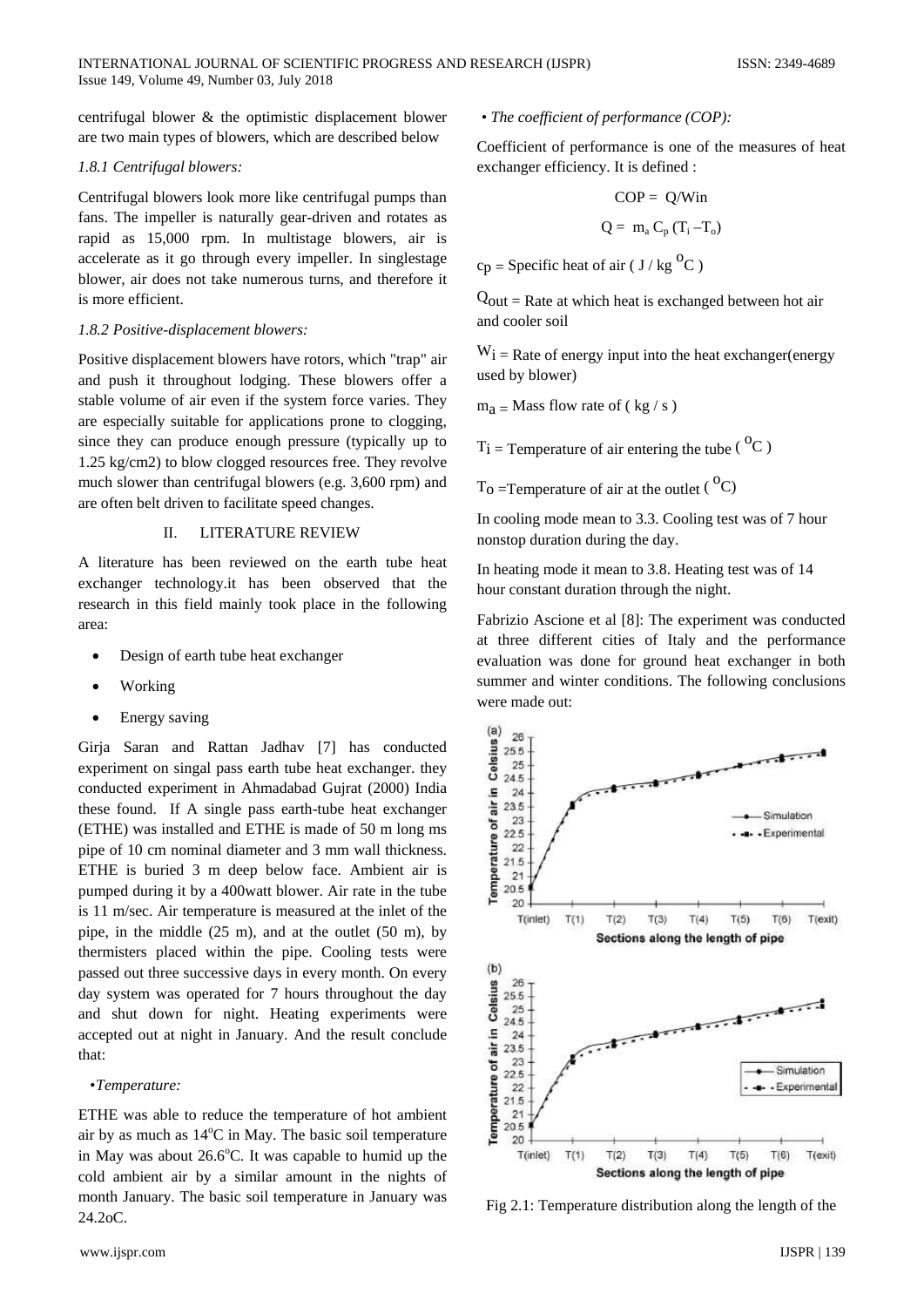centrifugal blower & the optimistic displacement blower are two main types of blowers, which are described below

### 1.8.1 Centrifugal blowers:

Centrifugal blowers look more like centrifugal pumps than fans. The impeller is naturally gear-driven and rotates as rapid as 15,000 rpm. In multistage blowers, air is accelerate as it go through every impeller. In singlestage blower, air does not take numerous turns, and therefore it is more efficient.

### 1.8.2 Positive-displacement blowers:

Positive displacement blowers have rotors, which "trap" air and push it throughout lodging. These blowers offer a stable volume of air even if the system force varies. They are especially suitable for applications prone to clogging, since they can produce enough pressure (typically up to 1.25 kg/cm2) to blow clogged resources free. They revolve much slower than centrifugal blowers (e.g. 3,600 rpm) and are often belt driven to facilitate speed changes.

## II. LITERATURE REVIEW

A literature has been reviewed on the earth tube heat exchanger technology.it has been observed that the research in this field mainly took place in the following area:

- Design of earth tube heat exchanger
- Working
- Energy saving

Girja Saran and Rattan Jadhav [7] has conducted experiment on singal pass earth tube heat exchanger. they conducted experiment in Ahmadabad Gujrat (2000) India these found. If A single pass earth-tube heat exchanger (ETHE) was installed and ETHE is made of 50 m long ms pipe of 10 cm nominal diameter and 3 mm wall thickness. ETHE is buried 3 m deep below face. Ambient air is pumped during it by a 400watt blower. Air rate in the tube is 11 m/sec. Air temperature is measured at the inlet of the pipe, in the middle (25 m), and at the outlet (50 m), by thermisters placed within the pipe. Cooling tests were passed out three successive days in every month. On every day system was operated for 7 hours throughout the day and shut down for night. Heating experiments were accepted out at night in January. And the result conclude that:

•*Temperature:*

ETHE was able to reduce the temperature of hot ambient air by as much as 14°C in May. The basic soil temperature in May was about 26.6°C. It was capable to humid up the cold ambient air by a similar amount in the nights of month January. The basic soil temperature in January was 24.2oC.

• *The coefficient of performance (COP):*

Coefficient of performance is one of the measures of heat exchanger efficiency. It is defined :

$$COP = Q/Win$$

$$Q = m_a C_p (T_i - T_o)$$

$c_p$ = Specific heat of air ( J / kg °C )

$Q_{out}$ = Rate at which heat is exchanged between hot air and cooler soil

$W_i$ = Rate of energy input into the heat exchanger(energy used by blower)

$m_a$ = Mass flow rate of ( kg / s )

$T_i$ = Temperature of air entering the tube ( °C )

$T_o$ =Temperature of air at the outlet ( °C)

In cooling mode mean to 3.3. Cooling test was of 7 hour nonstop duration during the day.

In heating mode it mean to 3.8. Heating test was of 14 hour constant duration through the night.

Fabrizio Ascione et al [8]: The experiment was conducted at three different cities of Italy and the performance evaluation was done for ground heat exchanger in both summer and winter conditions. The following conclusions were made out:

Fig 2.1: Temperature distribution along the length of the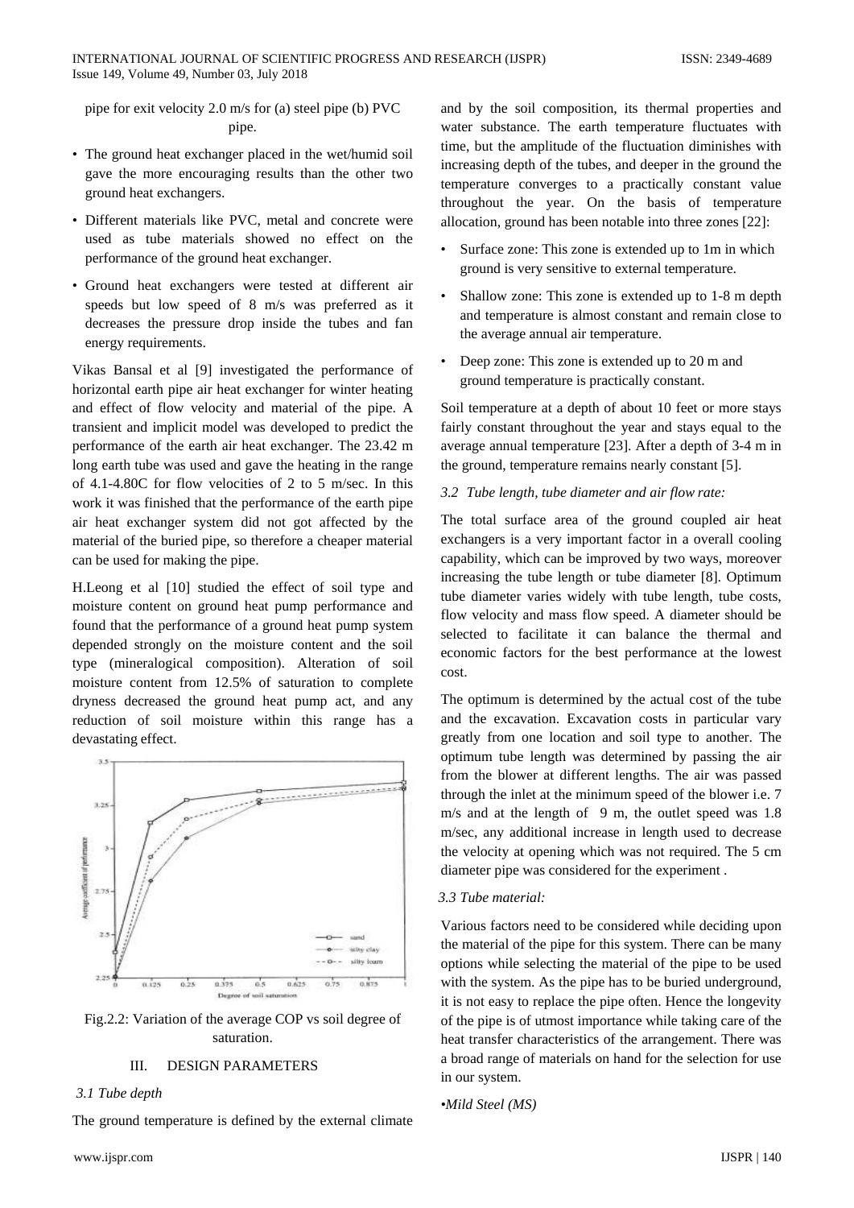pipe for exit velocity 2.0 m/s for (a) steel pipe (b) PVC pipe.

- The ground heat exchanger placed in the wet/humid soil gave the more encouraging results than the other two ground heat exchangers.
- Different materials like PVC, metal and concrete were used as tube materials showed no effect on the performance of the ground heat exchanger.
- Ground heat exchangers were tested at different air speeds but low speed of 8 m/s was preferred as it decreases the pressure drop inside the tubes and fan energy requirements.

Vikas Bansal et al [9] investigated the performance of horizontal earth pipe air heat exchanger for winter heating and effect of flow velocity and material of the pipe. A transient and implicit model was developed to predict the performance of the earth air heat exchanger. The 23.42 m long earth tube was used and gave the heating in the range of 4.1-4.80C for flow velocities of 2 to 5 m/sec. In this work it was finished that the performance of the earth pipe air heat exchanger system did not got affected by the material of the buried pipe, so therefore a cheaper material can be used for making the pipe.

H.Leong et al [10] studied the effect of soil type and moisture content on ground heat pump performance and found that the performance of a ground heat pump system depended strongly on the moisture content and the soil type (mineralogical composition). Alteration of soil moisture content from 12.5% of saturation to complete dryness decreased the ground heat pump act, and any reduction of soil moisture within this range has a devastating effect.

Fig.2.2: Variation of the average COP vs soil degree of saturation.

## III. DESIGN PARAMETERS

### 3.1 Tube depth

The ground temperature is defined by the external climate and by the soil composition, its thermal properties and water substance. The earth temperature fluctuates with time, but the amplitude of the fluctuation diminishes with increasing depth of the tubes, and deeper in the ground the temperature converges to a practically constant value throughout the year. On the basis of temperature allocation, ground has been notable into three zones [22]:

- Surface zone: This zone is extended up to 1m in which ground is very sensitive to external temperature.
- Shallow zone: This zone is extended up to 1-8 m depth and temperature is almost constant and remain close to the average annual air temperature.
- Deep zone: This zone is extended up to 20 m and ground temperature is practically constant.

Soil temperature at a depth of about 10 feet or more stays fairly constant throughout the year and stays equal to the average annual temperature [23]. After a depth of 3-4 m in the ground, temperature remains nearly constant [5].

### *3.2 Tube length, tube diameter and air flow rate:*

The total surface area of the ground coupled air heat exchangers is a very important factor in a overall cooling capability, which can be improved by two ways, moreover increasing the tube length or tube diameter [8]. Optimum tube diameter varies widely with tube length, tube costs, flow velocity and mass flow speed. A diameter should be selected to facilitate it can balance the thermal and economic factors for the best performance at the lowest cost.

The optimum is determined by the actual cost of the tube and the excavation. Excavation costs in particular vary greatly from one location and soil type to another. The optimum tube length was determined by passing the air from the blower at different lengths. The air was passed through the inlet at the minimum speed of the blower i.e. 7 m/s and at the length of 9 m, the outlet speed was 1.8 m/sec, any additional increase in length used to decrease the velocity at opening which was not required. The 5 cm diameter pipe was considered for the experiment .

### *3.3 Tube material:*

Various factors need to be considered while deciding upon the material of the pipe for this system. There can be many options while selecting the material of the pipe to be used with the system. As the pipe has to be buried underground, it is not easy to replace the pipe often. Hence the longevity of the pipe is of utmost importance while taking care of the heat transfer characteristics of the arrangement. There was a broad range of materials on hand for the selection for use in our system.

*•Mild Steel (MS)*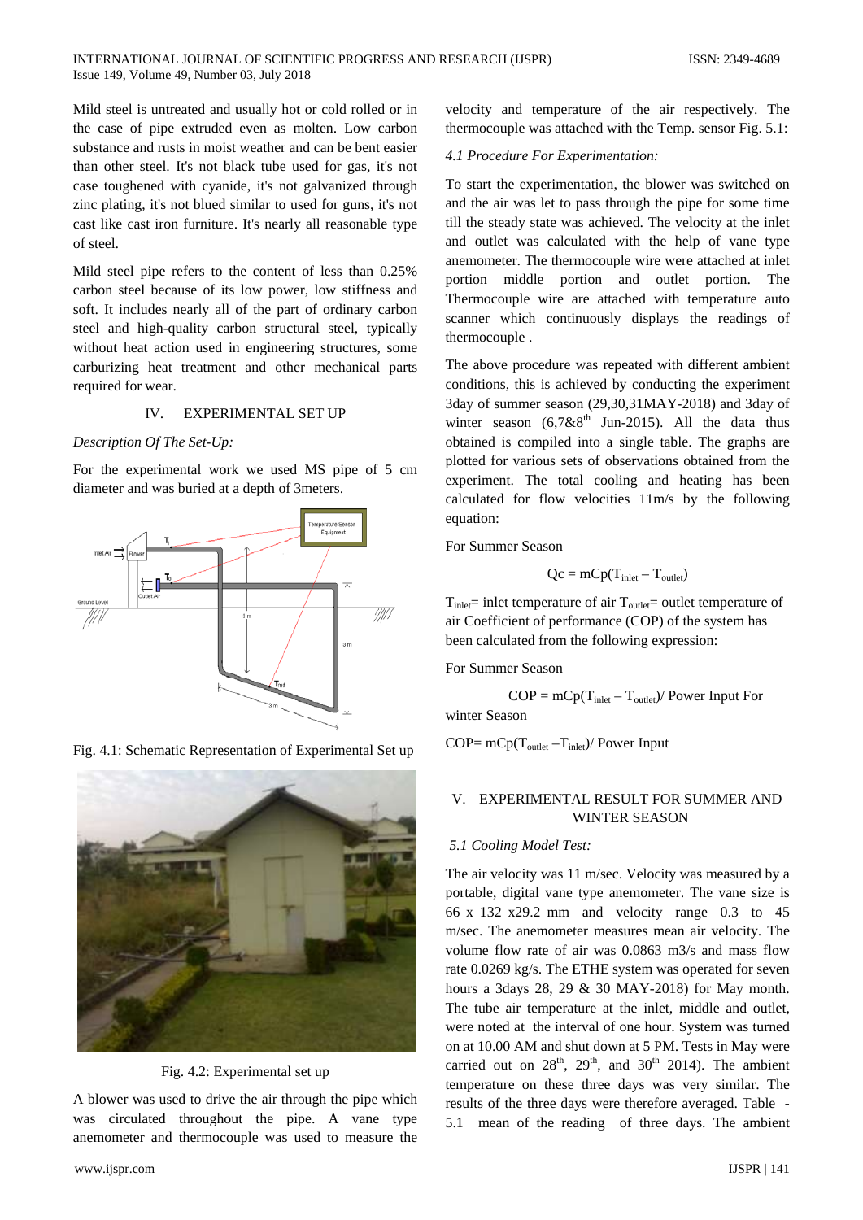Mild steel is untreated and usually hot or cold rolled or in the case of pipe extruded even as molten. Low carbon substance and rusts in moist weather and can be bent easier than other steel. It's not black tube used for gas, it's not case toughened with cyanide, it's not galvanized through zinc plating, it's not blued similar to used for guns, it's not cast like cast iron furniture. It's nearly all reasonable type of steel.

Mild steel pipe refers to the content of less than 0.25% carbon steel because of its low power, low stiffness and soft. It includes nearly all of the part of ordinary carbon steel and high-quality carbon structural steel, typically without heat action used in engineering structures, some carburizing heat treatment and other mechanical parts required for wear.

## IV. EXPERIMENTAL SET UP

*Description Of The Set-Up:*

For the experimental work we used MS pipe of 5 cm diameter and was buried at a depth of 3meters.

Fig. 4.1: Schematic Representation of Experimental Set up

Fig. 4.2: Experimental set up

A blower was used to drive the air through the pipe which was circulated throughout the pipe. A vane type anemometer and thermocouple was used to measure the velocity and temperature of the air respectively. The thermocouple was attached with the Temp. sensor Fig. 5.1:

*4.1 Procedure For Experimentation:*

To start the experimentation, the blower was switched on and the air was let to pass through the pipe for some time till the steady state was achieved. The velocity at the inlet and outlet was calculated with the help of vane type anemometer. The thermocouple wire were attached at inlet portion middle portion and outlet portion. The Thermocouple wire are attached with temperature auto scanner which continuously displays the readings of thermocouple .

The above procedure was repeated with different ambient conditions, this is achieved by conducting the experiment 3day of summer season (29,30,31MAY-2018) and 3day of winter season (6,7&8$^{th}$ Jun-2015). All the data thus obtained is compiled into a single table. The graphs are plotted for various sets of observations obtained from the experiment. The total cooling and heating has been calculated for flow velocities 11m/s by the following equation:

For Summer Season

$$Qc = mCp(T_{inlet} - T_{outlet})$$

$T_{inlet}$= inlet temperature of air $T_{outlet}$= outlet temperature of air Coefficient of performance (COP) of the system has been calculated from the following expression:

For Summer Season

$$COP = mCp(T_{inlet} - T_{outlet}) / \text{Power Input}$$

For winter Season

$$COP = mCp(T_{outlet} - T_{inlet}) / \text{Power Input}$$

## V. EXPERIMENTAL RESULT FOR SUMMER AND WINTER SEASON

*5.1 Cooling Model Test:*

The air velocity was 11 m/sec. Velocity was measured by a portable, digital vane type anemometer. The vane size is 66 x 132 x29.2 mm and velocity range 0.3 to 45 m/sec. The anemometer measures mean air velocity. The volume flow rate of air was 0.0863 m3/s and mass flow rate 0.0269 kg/s. The ETHE system was operated for seven hours a 3days 28, 29 & 30 MAY-2018) for May month. The tube air temperature at the inlet, middle and outlet, were noted at the interval of one hour. System was turned on at 10.00 AM and shut down at 5 PM. Tests in May were carried out on 28$^{th}$, 29$^{th}$, and 30$^{th}$ 2014). The ambient temperature on these three days was very similar. The results of the three days were therefore averaged. Table - 5.1 mean of the reading of three days. The ambient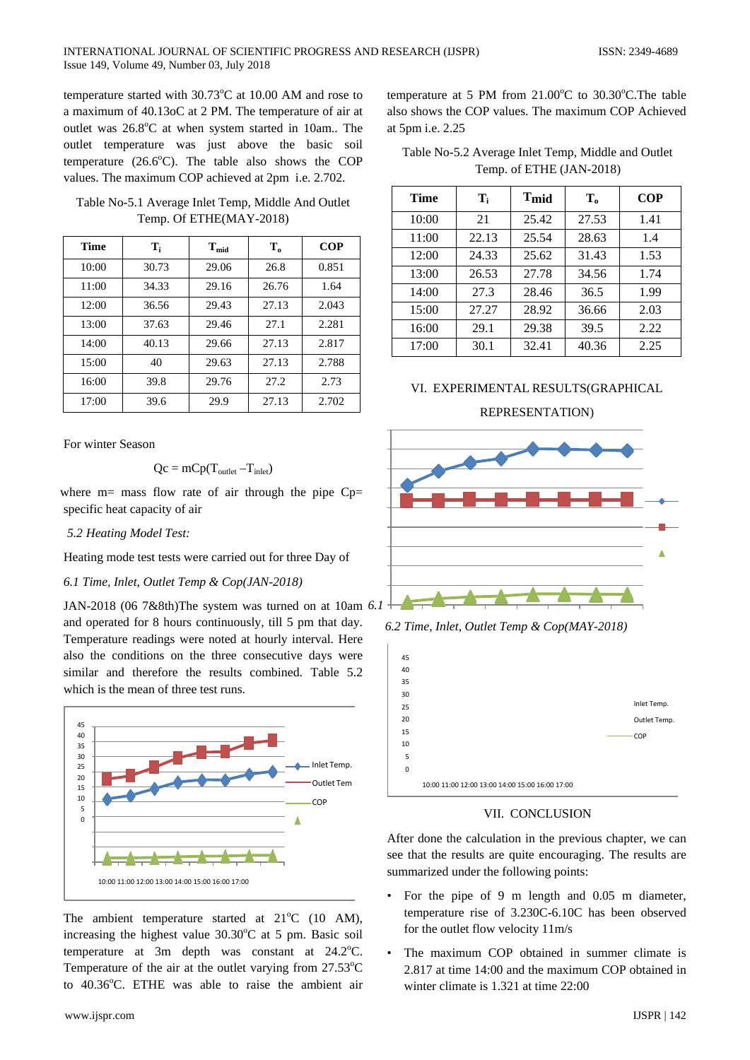temperature started with 30.73°C at 10.00 AM and rose to a maximum of 40.13oC at 2 PM. The temperature of air at outlet was 26.8°C at when system started in 10am.. The outlet temperature was just above the basic soil temperature (26.6°C). The table also shows the COP values. The maximum COP achieved at 2pm i.e. 2.702.

Table No-5.1 Average Inlet Temp, Middle And Outlet Temp. Of ETHE(MAY-2018)

| Time | $T_i$ | $T_{mid}$ | $T_o$ | COP |
|---|---|---|---|---|
| 10:00 | 30.73 | 29.06 | 26.8 | 0.851 |
| 11:00 | 34.33 | 29.16 | 26.76 | 1.64 |
| 12:00 | 36.56 | 29.43 | 27.13 | 2.043 |
| 13:00 | 37.63 | 29.46 | 27.1 | 2.281 |
| 14:00 | 40.13 | 29.66 | 27.13 | 2.817 |
| 15:00 | 40 | 29.63 | 27.13 | 2.788 |
| 16:00 | 39.8 | 29.76 | 27.2 | 2.73 |
| 17:00 | 39.6 | 29.9 | 27.13 | 2.702 |

For winter Season

$$Qc = mCp(T_{outlet} - T_{inlet})$$

where m= mass flow rate of air through the pipe Cp= specific heat capacity of air

*5.2 Heating Model Test:*

Heating mode test tests were carried out for three Day of

*6.1 Time, Inlet, Outlet Temp & Cop(JAN-2018)*

JAN-2018 (06 7&8th)The system was turned on at 10am and operated for 8 hours continuously, till 5 pm that day. Temperature readings were noted at hourly interval. Here also the conditions on the three consecutive days were similar and therefore the results combined. Table 5.2 which is the mean of three test runs.

The ambient temperature started at 21°C (10 AM), increasing the highest value 30.30°C at 5 pm. Basic soil temperature at 3m depth was constant at 24.2°C. Temperature of the air at the outlet varying from 27.53°C to 40.36°C. ETHE was able to raise the ambient air temperature at 5 PM from 21.00°C to 30.30°C.The table also shows the COP values. The maximum COP Achieved at 5pm i.e. 2.25

Table No-5.2 Average Inlet Temp, Middle and Outlet Temp. of ETHE (JAN-2018)

| Time | $T_i$ | $T_{mid}$ | $T_o$ | COP |
|---|---|---|---|---|
| 10:00 | 21 | 25.42 | 27.53 | 1.41 |
| 11:00 | 22.13 | 25.54 | 28.63 | 1.4 |
| 12:00 | 24.33 | 25.62 | 31.43 | 1.53 |
| 13:00 | 26.53 | 27.78 | 34.56 | 1.74 |
| 14:00 | 27.3 | 28.46 | 36.5 | 1.99 |
| 15:00 | 27.27 | 28.92 | 36.66 | 2.03 |
| 16:00 | 29.1 | 29.38 | 39.5 | 2.22 |
| 17:00 | 30.1 | 32.41 | 40.36 | 2.25 |

## VI. EXPERIMENTAL RESULTS(GRAPHICAL REPRESENTATION)

*6.1*

*6.2 Time, Inlet, Outlet Temp & Cop(MAY-2018)*

## VII. CONCLUSION

After done the calculation in the previous chapter, we can see that the results are quite encouraging. The results are summarized under the following points:

- For the pipe of 9 m length and 0.05 m diameter, temperature rise of 3.230C-6.10C has been observed for the outlet flow velocity 11m/s
- The maximum COP obtained in summer climate is 2.817 at time 14:00 and the maximum COP obtained in winter climate is 1.321 at time 22:00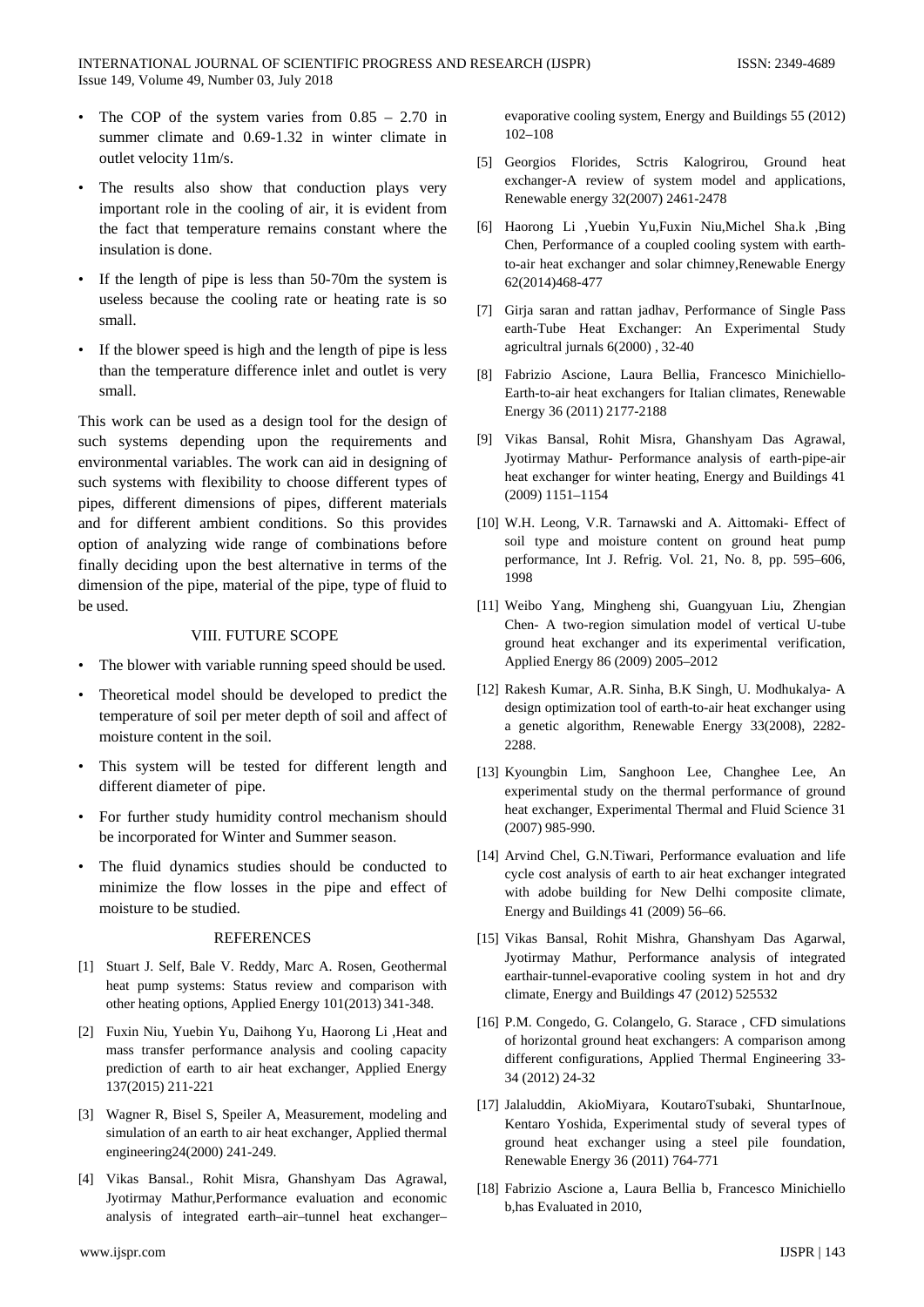- The COP of the system varies from 0.85 – 2.70 in summer climate and 0.69-1.32 in winter climate in outlet velocity 11m/s.
- The results also show that conduction plays very important role in the cooling of air, it is evident from the fact that temperature remains constant where the insulation is done.
- If the length of pipe is less than 50-70m the system is useless because the cooling rate or heating rate is so small.
- If the blower speed is high and the length of pipe is less than the temperature difference inlet and outlet is very small.

This work can be used as a design tool for the design of such systems depending upon the requirements and environmental variables. The work can aid in designing of such systems with flexibility to choose different types of pipes, different dimensions of pipes, different materials and for different ambient conditions. So this provides option of analyzing wide range of combinations before finally deciding upon the best alternative in terms of the dimension of the pipe, material of the pipe, type of fluid to be used.

## VIII. FUTURE SCOPE

- The blower with variable running speed should be used.
- Theoretical model should be developed to predict the temperature of soil per meter depth of soil and affect of moisture content in the soil.
- This system will be tested for different length and different diameter of pipe.
- For further study humidity control mechanism should be incorporated for Winter and Summer season.
- The fluid dynamics studies should be conducted to minimize the flow losses in the pipe and effect of moisture to be studied.

## REFERENCES

[1] Stuart J. Self, Bale V. Reddy, Marc A. Rosen, Geothermal heat pump systems: Status review and comparison with other heating options, Applied Energy 101(2013) 341-348.

[2] Fuxin Niu, Yuebin Yu, Daihong Yu, Haorong Li ,Heat and mass transfer performance analysis and cooling capacity prediction of earth to air heat exchanger, Applied Energy 137(2015) 211-221

[3] Wagner R, Bisel S, Speiler A, Measurement, modeling and simulation of an earth to air heat exchanger, Applied thermal engineering24(2000) 241-249.

[4] Vikas Bansal., Rohit Misra, Ghanshyam Das Agrawal, Jyotirmay Mathur,Performance evaluation and economic analysis of integrated earth–air–tunnel heat exchanger–evaporative cooling system, Energy and Buildings 55 (2012) 102–108

[5] Georgios Florides, Sctris Kalogrirou, Ground heat exchanger-A review of system model and applications, Renewable energy 32(2007) 2461-2478

[6] Haorong Li ,Yuebin Yu,Fuxin Niu,Michel Sha.k ,Bing Chen, Performance of a coupled cooling system with earth-to-air heat exchanger and solar chimney,Renewable Energy 62(2014)468-477

[7] Girja saran and rattan jadhav, Performance of Single Pass earth-Tube Heat Exchanger: An Experimental Study agricultral jurnals 6(2000) , 32-40

[8] Fabrizio Ascione, Laura Bellia, Francesco Minichiello- Earth-to-air heat exchangers for Italian climates, Renewable Energy 36 (2011) 2177-2188

[9] Vikas Bansal, Rohit Misra, Ghanshyam Das Agrawal, Jyotirmay Mathur- Performance analysis of earth-pipe-air heat exchanger for winter heating, Energy and Buildings 41 (2009) 1151–1154

[10] W.H. Leong, V.R. Tarnawski and A. Aittomaki- Effect of soil type and moisture content on ground heat pump performance, Int J. Refrig. Vol. 21, No. 8, pp. 595–606, 1998

[11] Weibo Yang, Mingheng shi, Guangyuan Liu, Zhengian Chen- A two-region simulation model of vertical U-tube ground heat exchanger and its experimental verification, Applied Energy 86 (2009) 2005–2012

[12] Rakesh Kumar, A.R. Sinha, B.K Singh, U. Modhukalya- A design optimization tool of earth-to-air heat exchanger using a genetic algorithm, Renewable Energy 33(2008), 2282-2288.

[13] Kyoungbin Lim, Sanghoon Lee, Changhee Lee, An experimental study on the thermal performance of ground heat exchanger, Experimental Thermal and Fluid Science 31 (2007) 985-990.

[14] Arvind Chel, G.N.Tiwari, Performance evaluation and life cycle cost analysis of earth to air heat exchanger integrated with adobe building for New Delhi composite climate, Energy and Buildings 41 (2009) 56–66.

[15] Vikas Bansal, Rohit Mishra, Ghanshyam Das Agarwal, Jyotirmay Mathur, Performance analysis of integrated earthair-tunnel-evaporative cooling system in hot and dry climate, Energy and Buildings 47 (2012) 525532

[16] P.M. Congedo, G. Colangelo, G. Starace , CFD simulations of horizontal ground heat exchangers: A comparison among different configurations, Applied Thermal Engineering 33-34 (2012) 24-32

[17] Jalaluddin, AkioMiyara, KoutaroTsubaki, ShuntarInoue, Kentaro Yoshida, Experimental study of several types of ground heat exchanger using a steel pile foundation, Renewable Energy 36 (2011) 764-771

[18] Fabrizio Ascione a, Laura Bellia b, Francesco Minichiello b,has Evaluated in 2010,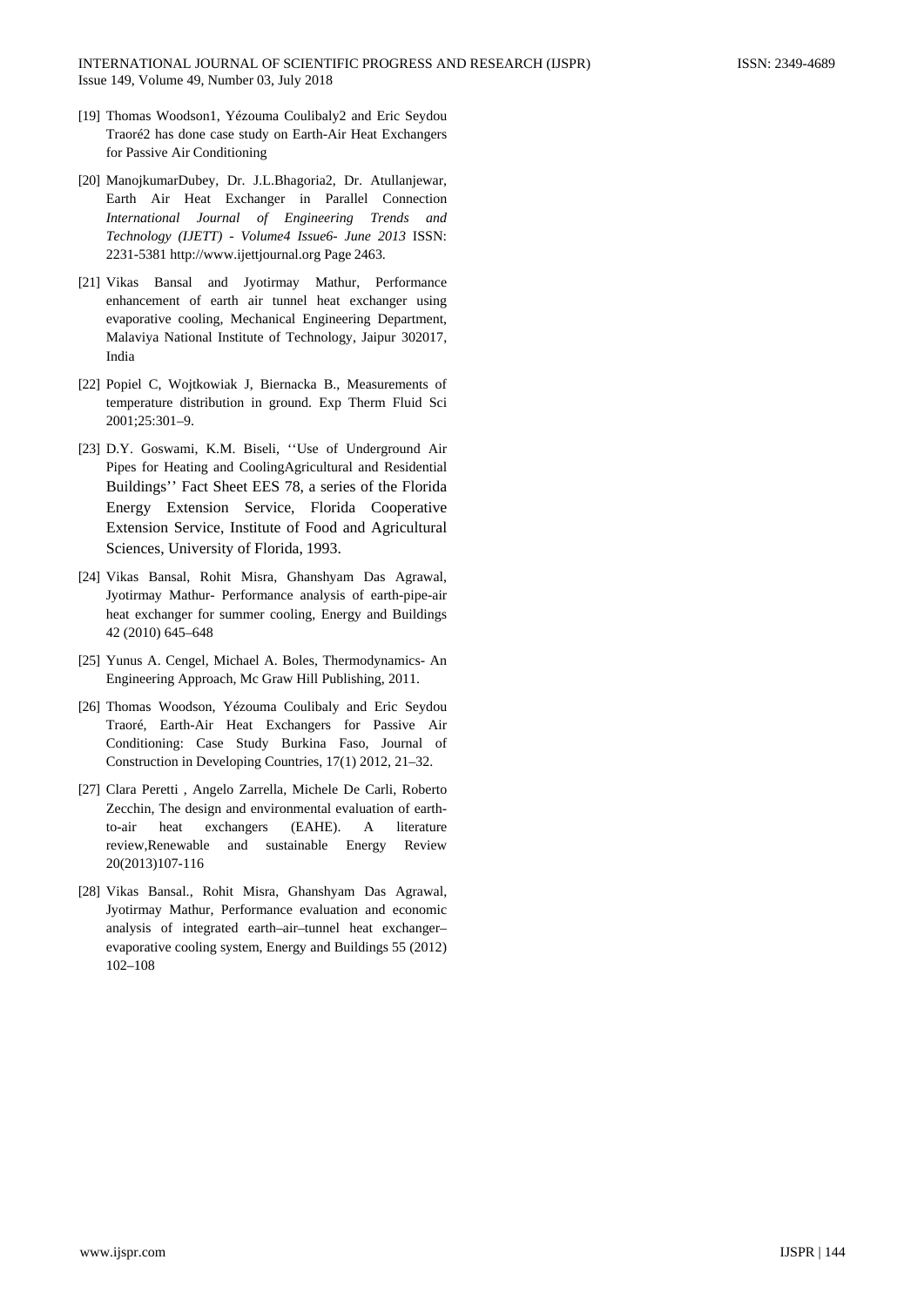[19] Thomas Woodson1, Yézouma Coulibaly2 and Eric Seydou Traoré2 has done case study on Earth-Air Heat Exchangers for Passive Air Conditioning

[20] ManojkumarDubey, Dr. J.L.Bhagoria2, Dr. Atullanjewar, Earth Air Heat Exchanger in Parallel Connection *International Journal of Engineering Trends and Technology (IJETT) - Volume4 Issue6- June 2013* ISSN: 2231-5381 http://www.ijettjournal.org Page 2463.

[21] Vikas Bansal and Jyotirmay Mathur, Performance enhancement of earth air tunnel heat exchanger using evaporative cooling, Mechanical Engineering Department, Malaviya National Institute of Technology, Jaipur 302017, India

[22] Popiel C, Wojtkowiak J, Biernacka B., Measurements of temperature distribution in ground. Exp Therm Fluid Sci 2001;25:301–9.

[23] D.Y. Goswami, K.M. Biseli, ''Use of Underground Air Pipes for Heating and CoolingAgricultural and Residential Buildings'' Fact Sheet EES 78, a series of the Florida Energy Extension Service, Florida Cooperative Extension Service, Institute of Food and Agricultural Sciences, University of Florida, 1993.

[24] Vikas Bansal, Rohit Misra, Ghanshyam Das Agrawal, Jyotirmay Mathur- Performance analysis of earth-pipe-air heat exchanger for summer cooling, Energy and Buildings 42 (2010) 645–648

[25] Yunus A. Cengel, Michael A. Boles, Thermodynamics- An Engineering Approach, Mc Graw Hill Publishing, 2011.

[26] Thomas Woodson, Yézouma Coulibaly and Eric Seydou Traoré, Earth-Air Heat Exchangers for Passive Air Conditioning: Case Study Burkina Faso, Journal of Construction in Developing Countries, 17(1) 2012, 21–32.

[27] Clara Peretti , Angelo Zarrella, Michele De Carli, Roberto Zecchin, The design and environmental evaluation of earth-to-air heat exchangers (EAHE). A literature review,Renewable and sustainable Energy Review 20(2013)107-116

[28] Vikas Bansal., Rohit Misra, Ghanshyam Das Agrawal, Jyotirmay Mathur, Performance evaluation and economic analysis of integrated earth–air–tunnel heat exchanger–evaporative cooling system, Energy and Buildings 55 (2012) 102–108